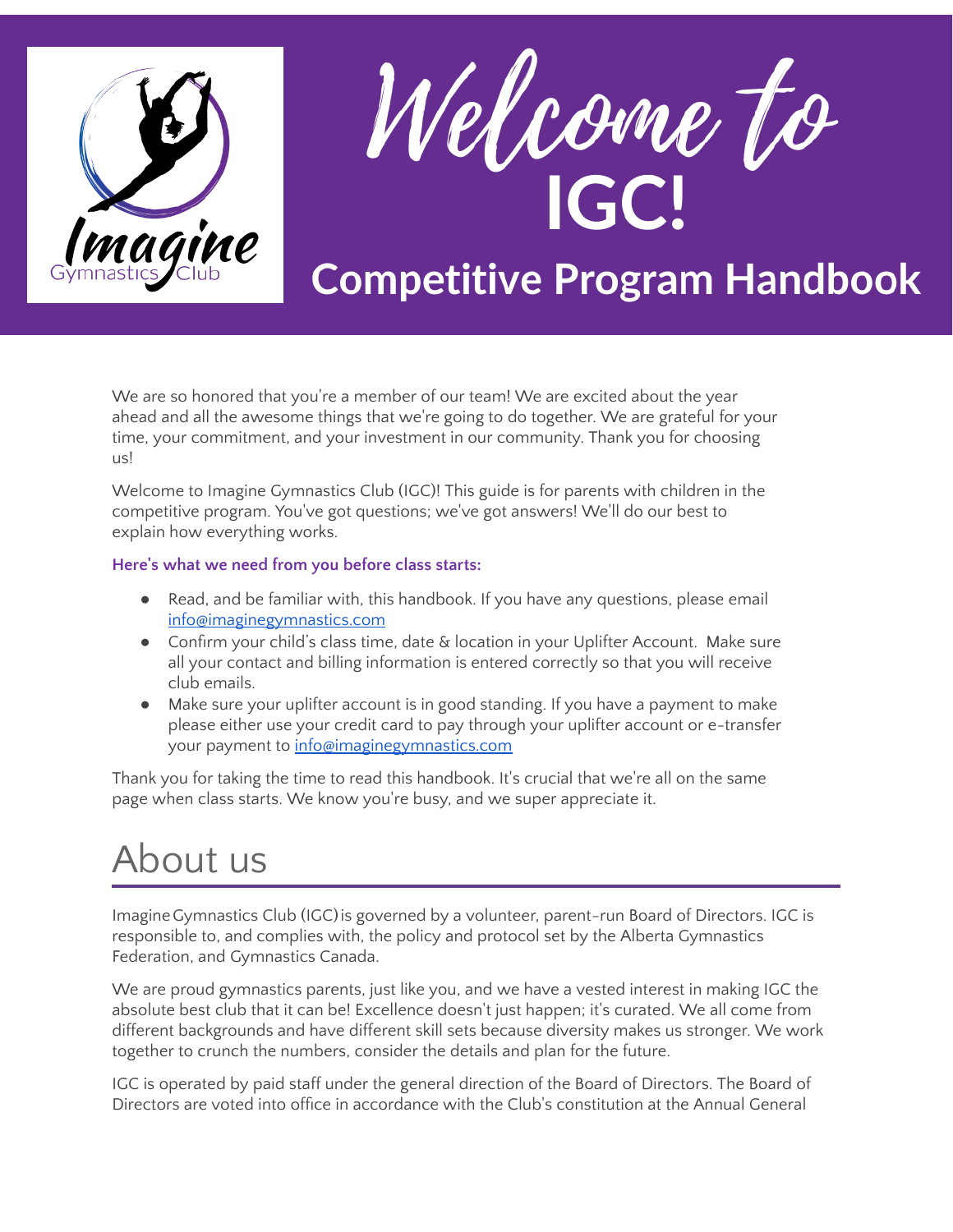# Welcome to IGC!

## Competitive Program Handbook

We are so honored that you're a member of our team! We are excited about the year ahead and all the awesome things that we're going to do together. We are grateful for your time, your commitment, and your investment in our community. Thank you for choosing us!

Welcome to Imagine Gymnastics Club (IGC)! This guide is for parents with children in the competitive program. You've got questions; we've got answers! We'll do our best to explain how everything works.

**Here's what we need from you before class starts:**

- Read, and be familiar with, this handbook. If you have any questions, please email info@imaginegymnastics.com
- Confirm your child's class time, date & location in your Uplifter Account. Make sure all your contact and billing information is entered correctly so that you will receive club emails.
- Make sure your uplifter account is in good standing. If you have a payment to make please either use your credit card to pay through your uplifter account or e-transfer your payment to info@imaginegymnastics.com

Thank you for taking the time to read this handbook. It's crucial that we're all on the same page when class starts. We know you're busy, and we super appreciate it.

# About us

Imagine Gymnastics Club (IGC) is governed by a volunteer, parent-run Board of Directors. IGC is responsible to, and complies with, the policy and protocol set by the Alberta Gymnastics Federation, and Gymnastics Canada.

We are proud gymnastics parents, just like you, and we have a vested interest in making IGC the absolute best club that it can be! Excellence doesn't just happen; it's curated. We all come from different backgrounds and have different skill sets because diversity makes us stronger. We work together to crunch the numbers, consider the details and plan for the future.

IGC is operated by paid staff under the general direction of the Board of Directors. The Board of Directors are voted into office in accordance with the Club's constitution at the Annual General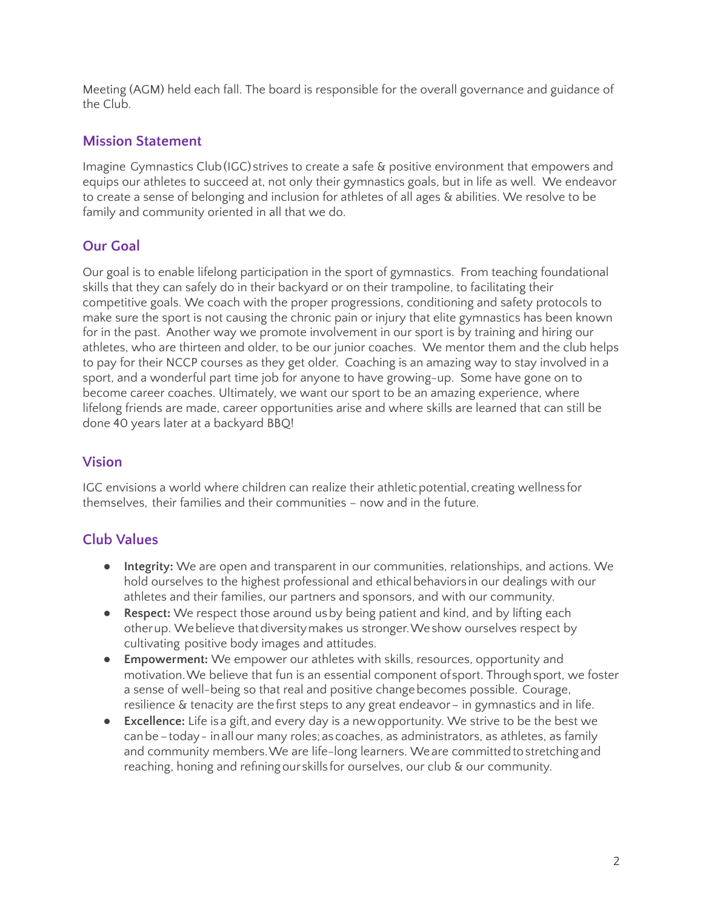Meeting (AGM) held each fall. The board is responsible for the overall governance and guidance of the Club.

## Mission Statement

Imagine Gymnastics Club (IGC) strives to create a safe & positive environment that empowers and equips our athletes to succeed at, not only their gymnastics goals, but in life as well. We endeavor to create a sense of belonging and inclusion for athletes of all ages & abilities. We resolve to be family and community oriented in all that we do.

## Our Goal

Our goal is to enable lifelong participation in the sport of gymnastics. From teaching foundational skills that they can safely do in their backyard or on their trampoline, to facilitating their competitive goals. We coach with the proper progressions, conditioning and safety protocols to make sure the sport is not causing the chronic pain or injury that elite gymnastics has been known for in the past. Another way we promote involvement in our sport is by training and hiring our athletes, who are thirteen and older, to be our junior coaches. We mentor them and the club helps to pay for their NCCP courses as they get older. Coaching is an amazing way to stay involved in a sport, and a wonderful part time job for anyone to have growing-up. Some have gone on to become career coaches. Ultimately, we want our sport to be an amazing experience, where lifelong friends are made, career opportunities arise and where skills are learned that can still be done 40 years later at a backyard BBQ!

## Vision

IGC envisions a world where children can realize their athletic potential, creating wellness for themselves, their families and their communities – now and in the future.

## Club Values

- **Integrity:** We are open and transparent in our communities, relationships, and actions. We hold ourselves to the highest professional and ethical behaviors in our dealings with our athletes and their families, our partners and sponsors, and with our community.
- **Respect:** We respect those around us by being patient and kind, and by lifting each other up. We believe that diversity makes us stronger. We show ourselves respect by cultivating positive body images and attitudes.
- **Empowerment:** We empower our athletes with skills, resources, opportunity and motivation. We believe that fun is an essential component of sport. Through sport, we foster a sense of well-being so that real and positive change becomes possible. Courage, resilience & tenacity are the first steps to any great endeavor – in gymnastics and in life.
- **Excellence:** Life is a gift, and every day is a new opportunity. We strive to be the best we can be – today - in all our many roles; as coaches, as administrators, as athletes, as family and community members. We are life-long learners. We are committed to stretching and reaching, honing and refining our skills for ourselves, our club & our community.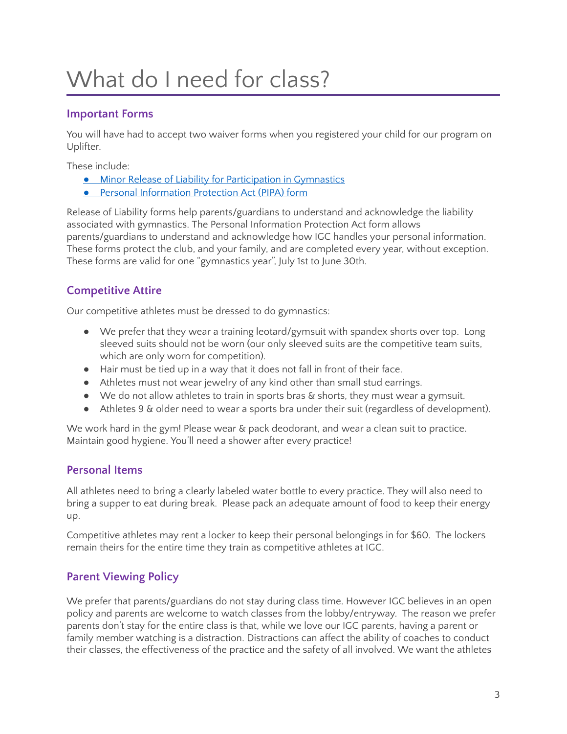# What do I need for class?

## Important Forms

You will have had to accept two waiver forms when you registered your child for our program on Uplifter.

These include:

- Minor Release of Liability for Participation in Gymnastics
- Personal Information Protection Act (PIPA) form

Release of Liability forms help parents/guardians to understand and acknowledge the liability associated with gymnastics. The Personal Information Protection Act form allows parents/guardians to understand and acknowledge how IGC handles your personal information. These forms protect the club, and your family, and are completed every year, without exception. These forms are valid for one "gymnastics year", July 1st to June 30th.

## Competitive Attire

Our competitive athletes must be dressed to do gymnastics:

- We prefer that they wear a training leotard/gymsuit with spandex shorts over top. Long sleeved suits should not be worn (our only sleeved suits are the competitive team suits, which are only worn for competition).
- Hair must be tied up in a way that it does not fall in front of their face.
- Athletes must not wear jewelry of any kind other than small stud earrings.
- We do not allow athletes to train in sports bras & shorts, they must wear a gymsuit.
- Athletes 9 & older need to wear a sports bra under their suit (regardless of development).

We work hard in the gym! Please wear & pack deodorant, and wear a clean suit to practice. Maintain good hygiene. You'll need a shower after every practice!

## Personal Items

All athletes need to bring a clearly labeled water bottle to every practice. They will also need to bring a supper to eat during break. Please pack an adequate amount of food to keep their energy up.

Competitive athletes may rent a locker to keep their personal belongings in for $60. The lockers remain theirs for the entire time they train as competitive athletes at IGC.

## Parent Viewing Policy

We prefer that parents/guardians do not stay during class time. However IGC believes in an open policy and parents are welcome to watch classes from the lobby/entryway. The reason we prefer parents don't stay for the entire class is that, while we love our IGC parents, having a parent or family member watching is a distraction. Distractions can affect the ability of coaches to conduct their classes, the effectiveness of the practice and the safety of all involved. We want the athletes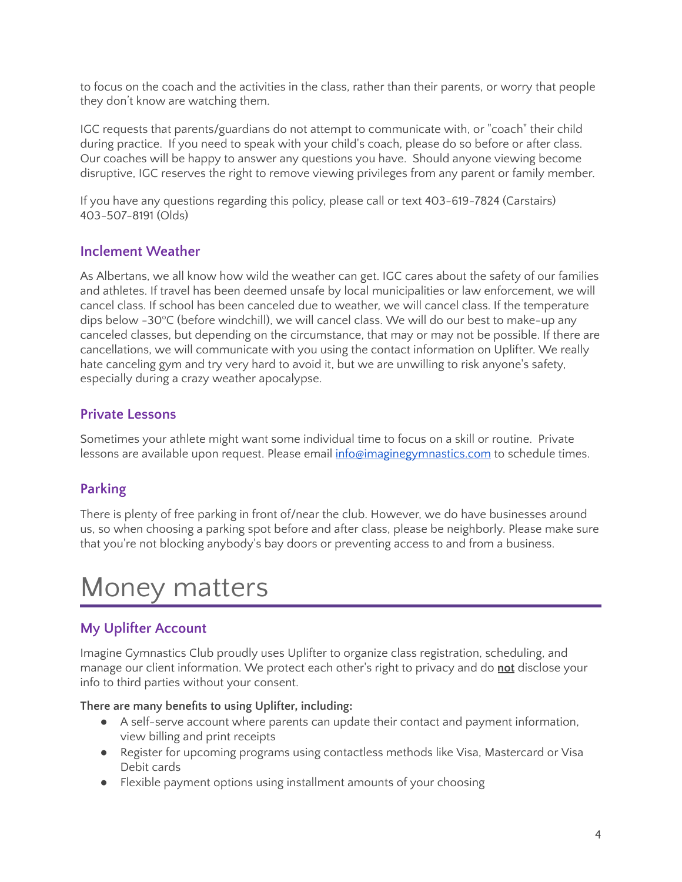to focus on the coach and the activities in the class, rather than their parents, or worry that people they don't know are watching them.

IGC requests that parents/guardians do not attempt to communicate with, or "coach" their child during practice. If you need to speak with your child's coach, please do so before or after class. Our coaches will be happy to answer any questions you have. Should anyone viewing become disruptive, IGC reserves the right to remove viewing privileges from any parent or family member.

If you have any questions regarding this policy, please call or text 403-619-7824 (Carstairs) 403-507-8191 (Olds)

### Inclement Weather

As Albertans, we all know how wild the weather can get. IGC cares about the safety of our families and athletes. If travel has been deemed unsafe by local municipalities or law enforcement, we will cancel class. If school has been canceled due to weather, we will cancel class. If the temperature dips below -30°C (before windchill), we will cancel class. We will do our best to make-up any canceled classes, but depending on the circumstance, that may or may not be possible. If there are cancellations, we will communicate with you using the contact information on Uplifter. We really hate canceling gym and try very hard to avoid it, but we are unwilling to risk anyone's safety, especially during a crazy weather apocalypse.

### Private Lessons

Sometimes your athlete might want some individual time to focus on a skill or routine. Private lessons are available upon request. Please email info@imaginegymnastics.com to schedule times.

### Parking

There is plenty of free parking in front of/near the club. However, we do have businesses around us, so when choosing a parking spot before and after class, please be neighborly. Please make sure that you're not blocking anybody's bay doors or preventing access to and from a business.

# Money matters

### My Uplifter Account

Imagine Gymnastics Club proudly uses Uplifter to organize class registration, scheduling, and manage our client information. We protect each other's right to privacy and do **not** disclose your info to third parties without your consent.

**There are many benefits to using Uplifter, including:**

- A self-serve account where parents can update their contact and payment information, view billing and print receipts
- Register for upcoming programs using contactless methods like Visa, Mastercard or Visa Debit cards
- Flexible payment options using installment amounts of your choosing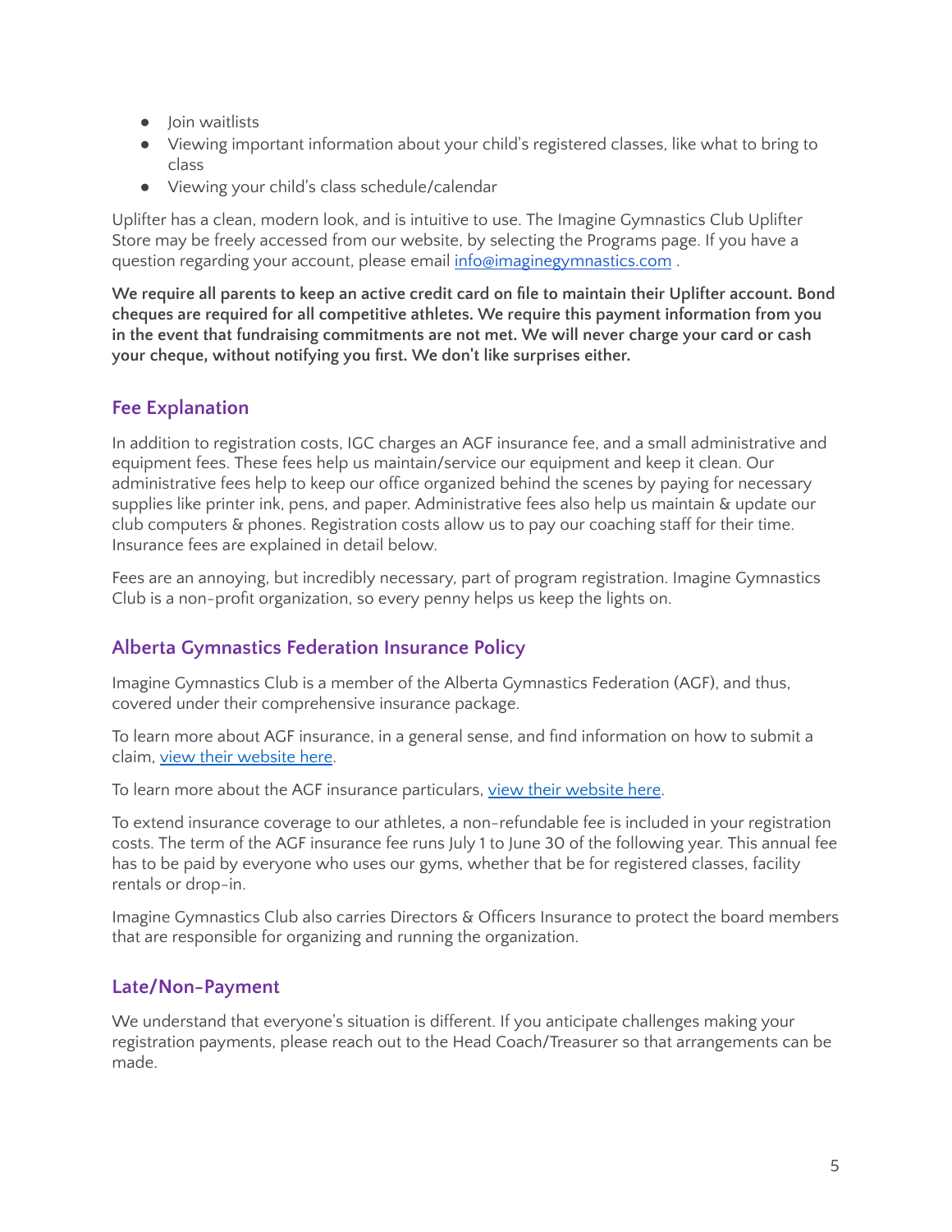- Join waitlists
- Viewing important information about your child's registered classes, like what to bring to class
- Viewing your child's class schedule/calendar

Uplifter has a clean, modern look, and is intuitive to use. The Imagine Gymnastics Club Uplifter Store may be freely accessed from our website, by selecting the Programs page. If you have a question regarding your account, please email [info@imaginegymnastics.com](mailto:info@imaginegymnastics.com) .

**We require all parents to keep an active credit card on file to maintain their Uplifter account. Bond cheques are required for all competitive athletes. We require this payment information from you in the event that fundraising commitments are not met. We will never charge your card or cash your cheque, without notifying you first. We don't like surprises either.**

## Fee Explanation

In addition to registration costs, IGC charges an AGF insurance fee, and a small administrative and equipment fees. These fees help us maintain/service our equipment and keep it clean. Our administrative fees help to keep our office organized behind the scenes by paying for necessary supplies like printer ink, pens, and paper. Administrative fees also help us maintain & update our club computers & phones. Registration costs allow us to pay our coaching staff for their time. Insurance fees are explained in detail below.

Fees are an annoying, but incredibly necessary, part of program registration. Imagine Gymnastics Club is a non-profit organization, so every penny helps us keep the lights on.

## Alberta Gymnastics Federation Insurance Policy

Imagine Gymnastics Club is a member of the Alberta Gymnastics Federation (AGF), and thus, covered under their comprehensive insurance package.

To learn more about AGF insurance, in a general sense, and find information on how to submit a claim, view their website here.

To learn more about the AGF insurance particulars, view their website here.

To extend insurance coverage to our athletes, a non-refundable fee is included in your registration costs. The term of the AGF insurance fee runs July 1 to June 30 of the following year. This annual fee has to be paid by everyone who uses our gyms, whether that be for registered classes, facility rentals or drop-in.

Imagine Gymnastics Club also carries Directors & Officers Insurance to protect the board members that are responsible for organizing and running the organization.

## Late/Non-Payment

We understand that everyone's situation is different. If you anticipate challenges making your registration payments, please reach out to the Head Coach/Treasurer so that arrangements can be made.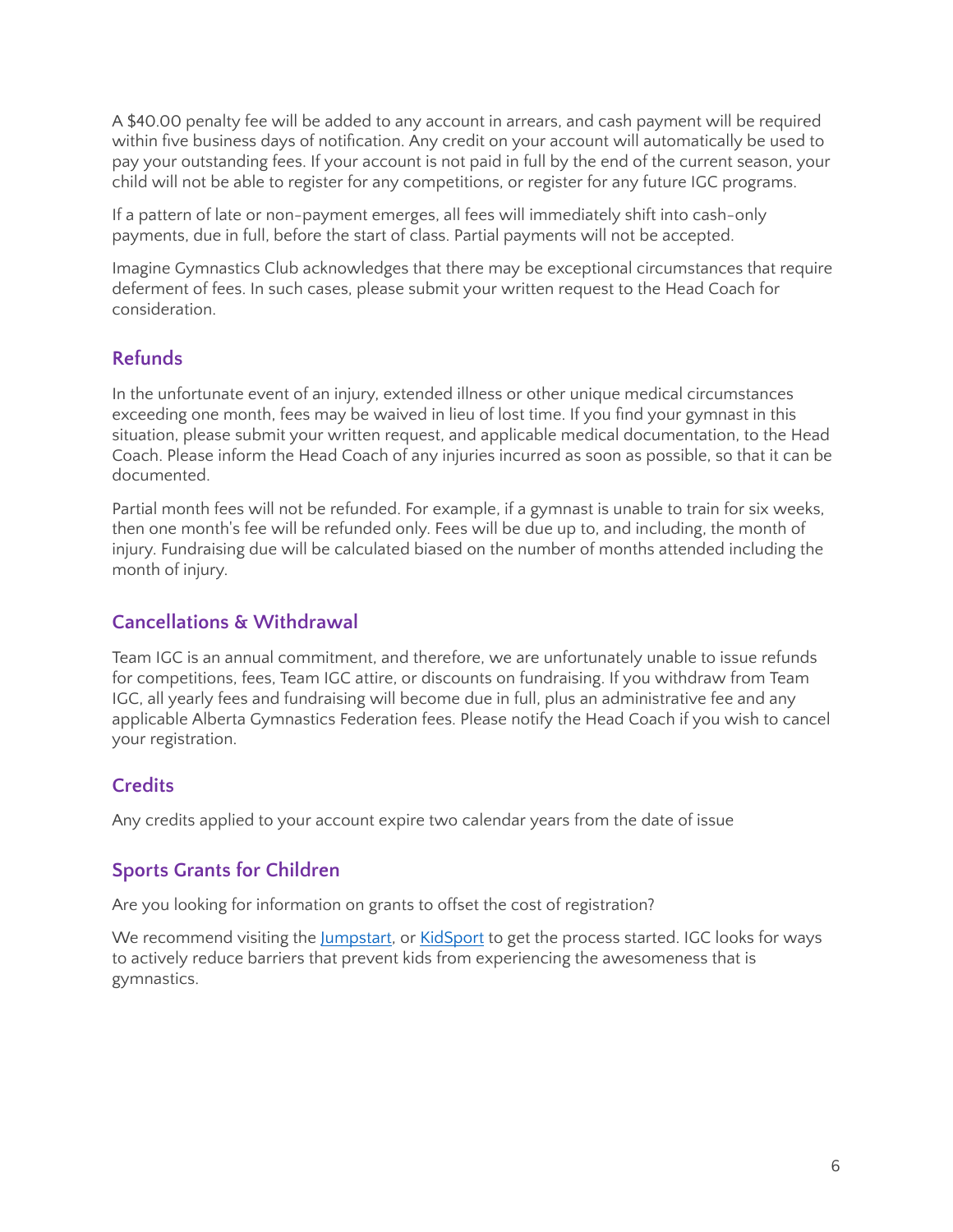A $40.00 penalty fee will be added to any account in arrears, and cash payment will be required within five business days of notification. Any credit on your account will automatically be used to pay your outstanding fees. If your account is not paid in full by the end of the current season, your child will not be able to register for any competitions, or register for any future IGC programs.

If a pattern of late or non-payment emerges, all fees will immediately shift into cash-only payments, due in full, before the start of class. Partial payments will not be accepted.

Imagine Gymnastics Club acknowledges that there may be exceptional circumstances that require deferment of fees. In such cases, please submit your written request to the Head Coach for consideration.

## Refunds

In the unfortunate event of an injury, extended illness or other unique medical circumstances exceeding one month, fees may be waived in lieu of lost time. If you find your gymnast in this situation, please submit your written request, and applicable medical documentation, to the Head Coach. Please inform the Head Coach of any injuries incurred as soon as possible, so that it can be documented.

Partial month fees will not be refunded. For example, if a gymnast is unable to train for six weeks, then one month's fee will be refunded only. Fees will be due up to, and including, the month of injury. Fundraising due will be calculated biased on the number of months attended including the month of injury.

## Cancellations & Withdrawal

Team IGC is an annual commitment, and therefore, we are unfortunately unable to issue refunds for competitions, fees, Team IGC attire, or discounts on fundraising. If you withdraw from Team IGC, all yearly fees and fundraising will become due in full, plus an administrative fee and any applicable Alberta Gymnastics Federation fees. Please notify the Head Coach if you wish to cancel your registration.

## Credits

Any credits applied to your account expire two calendar years from the date of issue

## Sports Grants for Children

Are you looking for information on grants to offset the cost of registration?

We recommend visiting the Jumpstart, or KidSport to get the process started. IGC looks for ways to actively reduce barriers that prevent kids from experiencing the awesomeness that is gymnastics.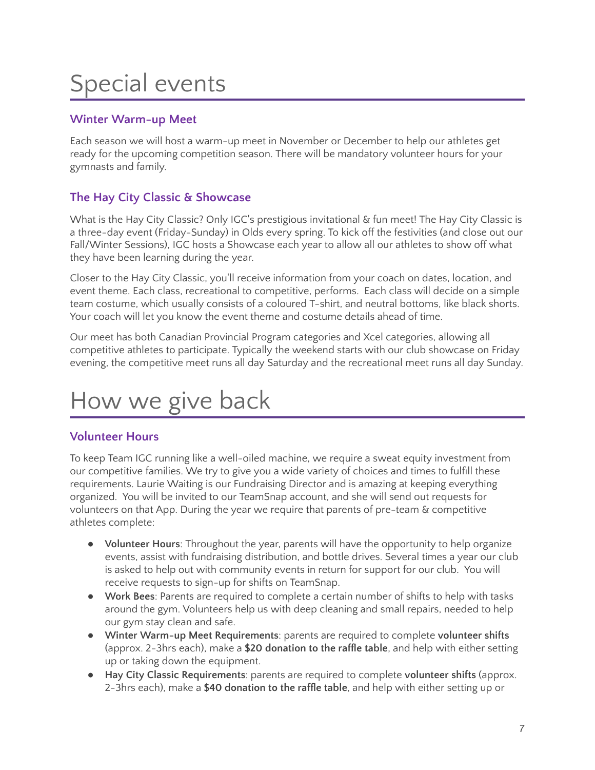# Special events

### Winter Warm-up Meet

Each season we will host a warm-up meet in November or December to help our athletes get ready for the upcoming competition season. There will be mandatory volunteer hours for your gymnasts and family.

### The Hay City Classic & Showcase

What is the Hay City Classic? Only IGC's prestigious invitational & fun meet! The Hay City Classic is a three-day event (Friday-Sunday) in Olds every spring. To kick off the festivities (and close out our Fall/Winter Sessions), IGC hosts a Showcase each year to allow all our athletes to show off what they have been learning during the year.

Closer to the Hay City Classic, you'll receive information from your coach on dates, location, and event theme. Each class, recreational to competitive, performs. Each class will decide on a simple team costume, which usually consists of a coloured T-shirt, and neutral bottoms, like black shorts. Your coach will let you know the event theme and costume details ahead of time.

Our meet has both Canadian Provincial Program categories and Xcel categories, allowing all competitive athletes to participate. Typically the weekend starts with our club showcase on Friday evening, the competitive meet runs all day Saturday and the recreational meet runs all day Sunday.

# How we give back

### Volunteer Hours

To keep Team IGC running like a well-oiled machine, we require a sweat equity investment from our competitive families. We try to give you a wide variety of choices and times to fulfill these requirements. Laurie Waiting is our Fundraising Director and is amazing at keeping everything organized. You will be invited to our TeamSnap account, and she will send out requests for volunteers on that App. During the year we require that parents of pre-team & competitive athletes complete:

- **Volunteer Hours**: Throughout the year, parents will have the opportunity to help organize events, assist with fundraising distribution, and bottle drives. Several times a year our club is asked to help out with community events in return for support for our club. You will receive requests to sign-up for shifts on TeamSnap.
- **Work Bees**: Parents are required to complete a certain number of shifts to help with tasks around the gym. Volunteers help us with deep cleaning and small repairs, needed to help our gym stay clean and safe.
- **Winter Warm-up Meet Requirements**: parents are required to complete **volunteer shifts** (approx. 2-3hrs each), make a **$20 donation to the raffle table**, and help with either setting up or taking down the equipment.
- **Hay City Classic Requirements**: parents are required to complete **volunteer shifts** (approx. 2-3hrs each), make a **$40 donation to the raffle table**, and help with either setting up or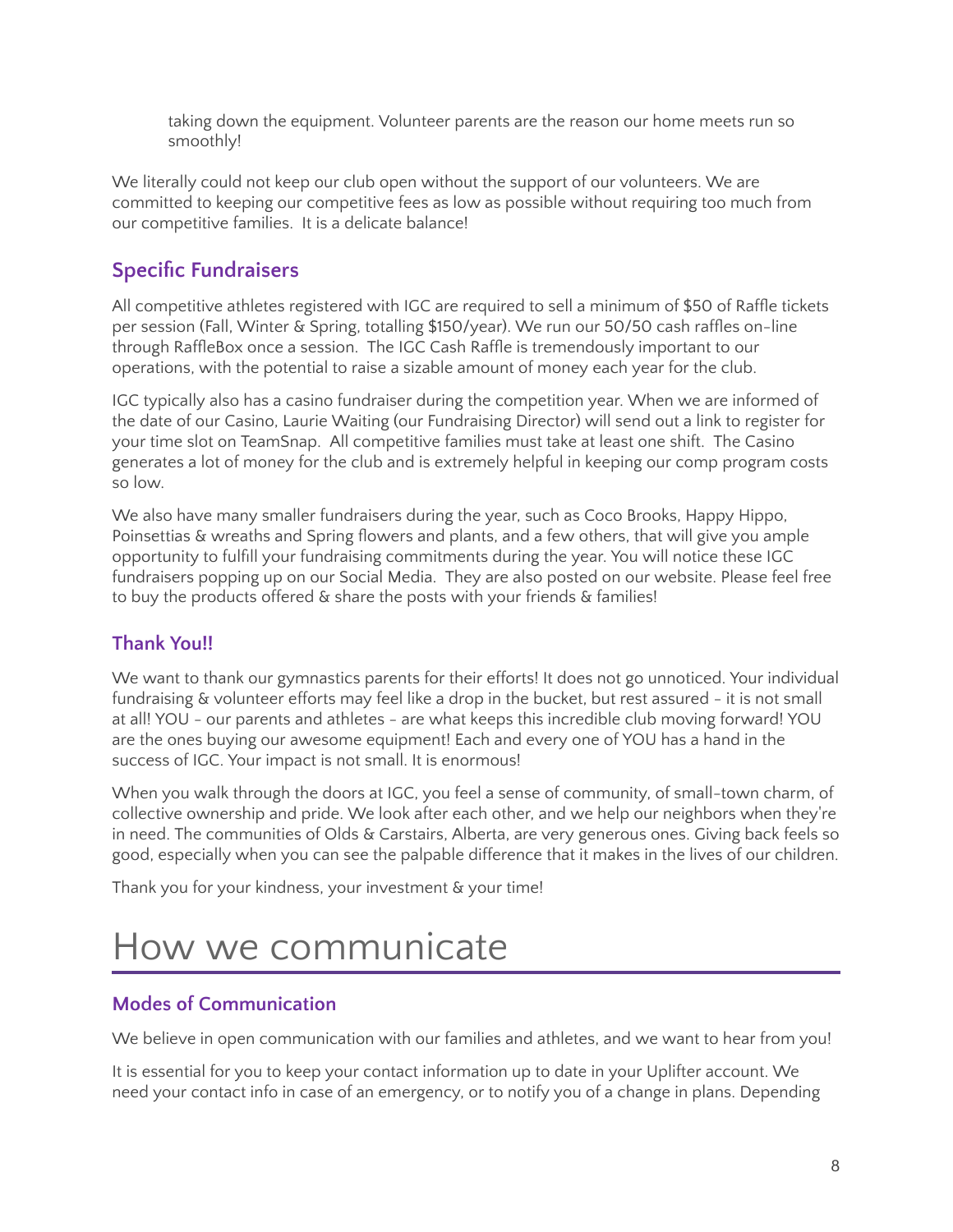taking down the equipment. Volunteer parents are the reason our home meets run so smoothly!

We literally could not keep our club open without the support of our volunteers. We are committed to keeping our competitive fees as low as possible without requiring too much from our competitive families. It is a delicate balance!

### Specific Fundraisers

All competitive athletes registered with IGC are required to sell a minimum of $50 of Raffle tickets per session (Fall, Winter & Spring, totalling $150/year). We run our 50/50 cash raffles on-line through RaffleBox once a session. The IGC Cash Raffle is tremendously important to our operations, with the potential to raise a sizable amount of money each year for the club.

IGC typically also has a casino fundraiser during the competition year. When we are informed of the date of our Casino, Laurie Waiting (our Fundraising Director) will send out a link to register for your time slot on TeamSnap. All competitive families must take at least one shift. The Casino generates a lot of money for the club and is extremely helpful in keeping our comp program costs so low.

We also have many smaller fundraisers during the year, such as Coco Brooks, Happy Hippo, Poinsettias & wreaths and Spring flowers and plants, and a few others, that will give you ample opportunity to fulfill your fundraising commitments during the year. You will notice these IGC fundraisers popping up on our Social Media. They are also posted on our website. Please feel free to buy the products offered & share the posts with your friends & families!

### Thank You!!

We want to thank our gymnastics parents for their efforts! It does not go unnoticed. Your individual fundraising & volunteer efforts may feel like a drop in the bucket, but rest assured - it is not small at all! YOU - our parents and athletes - are what keeps this incredible club moving forward! YOU are the ones buying our awesome equipment! Each and every one of YOU has a hand in the success of IGC. Your impact is not small. It is enormous!

When you walk through the doors at IGC, you feel a sense of community, of small-town charm, of collective ownership and pride. We look after each other, and we help our neighbors when they're in need. The communities of Olds & Carstairs, Alberta, are very generous ones. Giving back feels so good, especially when you can see the palpable difference that it makes in the lives of our children.

Thank you for your kindness, your investment & your time!

# How we communicate

### Modes of Communication

We believe in open communication with our families and athletes, and we want to hear from you!

It is essential for you to keep your contact information up to date in your Uplifter account. We need your contact info in case of an emergency, or to notify you of a change in plans. Depending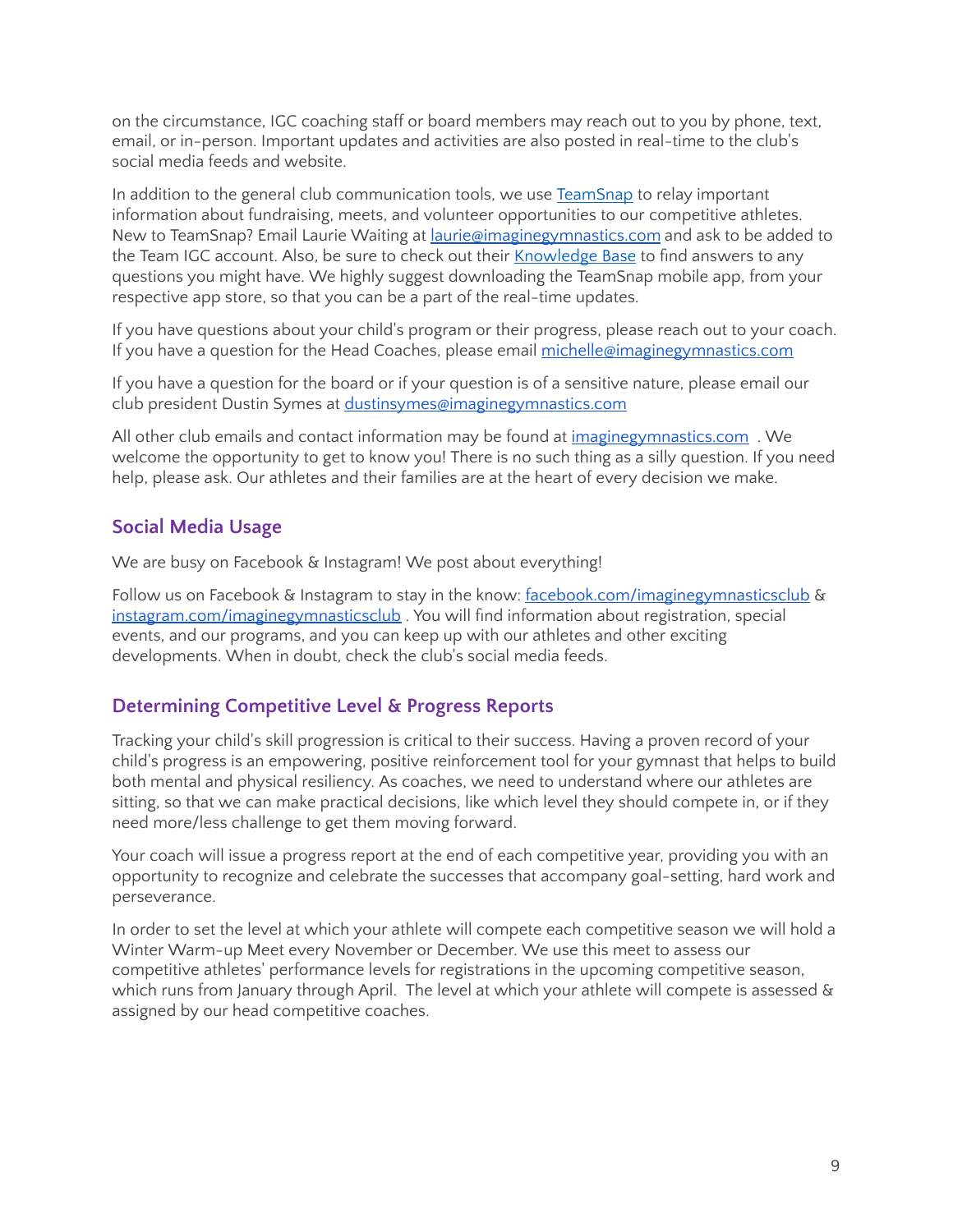on the circumstance, IGC coaching staff or board members may reach out to you by phone, text, email, or in-person. Important updates and activities are also posted in real-time to the club's social media feeds and website.

In addition to the general club communication tools, we use [TeamSnap](#) to relay important information about fundraising, meets, and volunteer opportunities to our competitive athletes. New to TeamSnap? Email Laurie Waiting at [laurie@imaginegymnastics.com](mailto:laurie@imaginegymnastics.com) and ask to be added to the Team IGC account. Also, be sure to check out their [Knowledge Base](#) to find answers to any questions you might have. We highly suggest downloading the TeamSnap mobile app, from your respective app store, so that you can be a part of the real-time updates.

If you have questions about your child's program or their progress, please reach out to your coach. If you have a question for the Head Coaches, please email [michelle@imaginegymnastics.com](mailto:michelle@imaginegymnastics.com)

If you have a question for the board or if your question is of a sensitive nature, please email our club president Dustin Symes at [dustinsymes@imaginegymnastics.com](mailto:dustinsymes@imaginegymnastics.com)

All other club emails and contact information may be found at [imaginegymnastics.com](#) . We welcome the opportunity to get to know you! There is no such thing as a silly question. If you need help, please ask. Our athletes and their families are at the heart of every decision we make.

## Social Media Usage

We are busy on Facebook & Instagram! We post about everything!

Follow us on Facebook & Instagram to stay in the know: [facebook.com/imaginegymnasticsclub](#) & [instagram.com/imaginegymnasticsclub](#) . You will find information about registration, special events, and our programs, and you can keep up with our athletes and other exciting developments. When in doubt, check the club's social media feeds.

## Determining Competitive Level & Progress Reports

Tracking your child's skill progression is critical to their success. Having a proven record of your child's progress is an empowering, positive reinforcement tool for your gymnast that helps to build both mental and physical resiliency. As coaches, we need to understand where our athletes are sitting, so that we can make practical decisions, like which level they should compete in, or if they need more/less challenge to get them moving forward.

Your coach will issue a progress report at the end of each competitive year, providing you with an opportunity to recognize and celebrate the successes that accompany goal-setting, hard work and perseverance.

In order to set the level at which your athlete will compete each competitive season we will hold a Winter Warm-up Meet every November or December. We use this meet to assess our competitive athletes' performance levels for registrations in the upcoming competitive season, which runs from January through April. The level at which your athlete will compete is assessed & assigned by our head competitive coaches.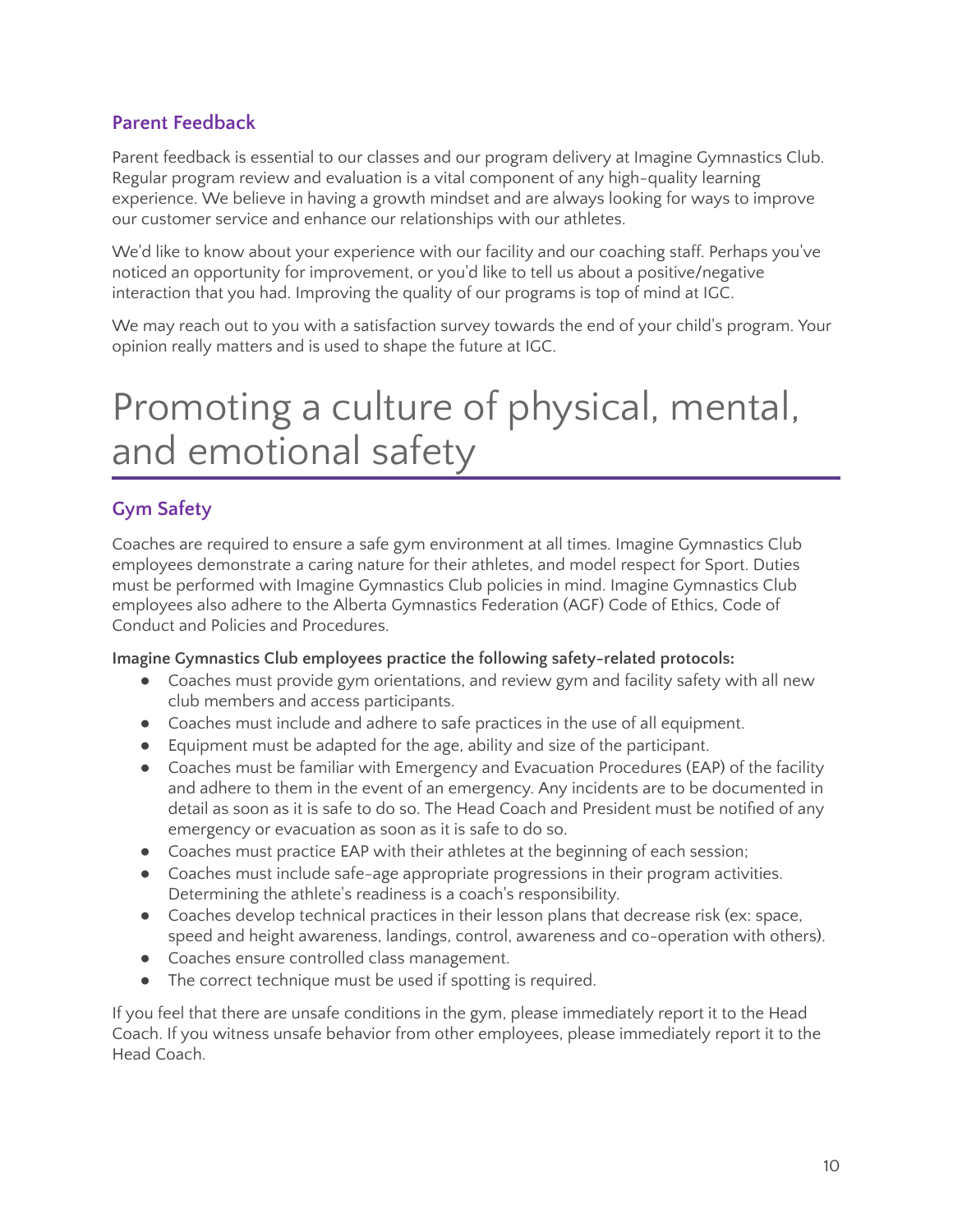### Parent Feedback

Parent feedback is essential to our classes and our program delivery at Imagine Gymnastics Club. Regular program review and evaluation is a vital component of any high-quality learning experience. We believe in having a growth mindset and are always looking for ways to improve our customer service and enhance our relationships with our athletes.

We'd like to know about your experience with our facility and our coaching staff. Perhaps you've noticed an opportunity for improvement, or you'd like to tell us about a positive/negative interaction that you had. Improving the quality of our programs is top of mind at IGC.

We may reach out to you with a satisfaction survey towards the end of your child's program. Your opinion really matters and is used to shape the future at IGC.

# Promoting a culture of physical, mental, and emotional safety

### Gym Safety

Coaches are required to ensure a safe gym environment at all times. Imagine Gymnastics Club employees demonstrate a caring nature for their athletes, and model respect for Sport. Duties must be performed with Imagine Gymnastics Club policies in mind. Imagine Gymnastics Club employees also adhere to the Alberta Gymnastics Federation (AGF) Code of Ethics, Code of Conduct and Policies and Procedures.

**Imagine Gymnastics Club employees practice the following safety-related protocols:**

- Coaches must provide gym orientations, and review gym and facility safety with all new club members and access participants.
- Coaches must include and adhere to safe practices in the use of all equipment.
- Equipment must be adapted for the age, ability and size of the participant.
- Coaches must be familiar with Emergency and Evacuation Procedures (EAP) of the facility and adhere to them in the event of an emergency. Any incidents are to be documented in detail as soon as it is safe to do so. The Head Coach and President must be notified of any emergency or evacuation as soon as it is safe to do so.
- Coaches must practice EAP with their athletes at the beginning of each session;
- Coaches must include safe-age appropriate progressions in their program activities. Determining the athlete's readiness is a coach's responsibility.
- Coaches develop technical practices in their lesson plans that decrease risk (ex: space, speed and height awareness, landings, control, awareness and co-operation with others).
- Coaches ensure controlled class management.
- The correct technique must be used if spotting is required.

If you feel that there are unsafe conditions in the gym, please immediately report it to the Head Coach. If you witness unsafe behavior from other employees, please immediately report it to the Head Coach.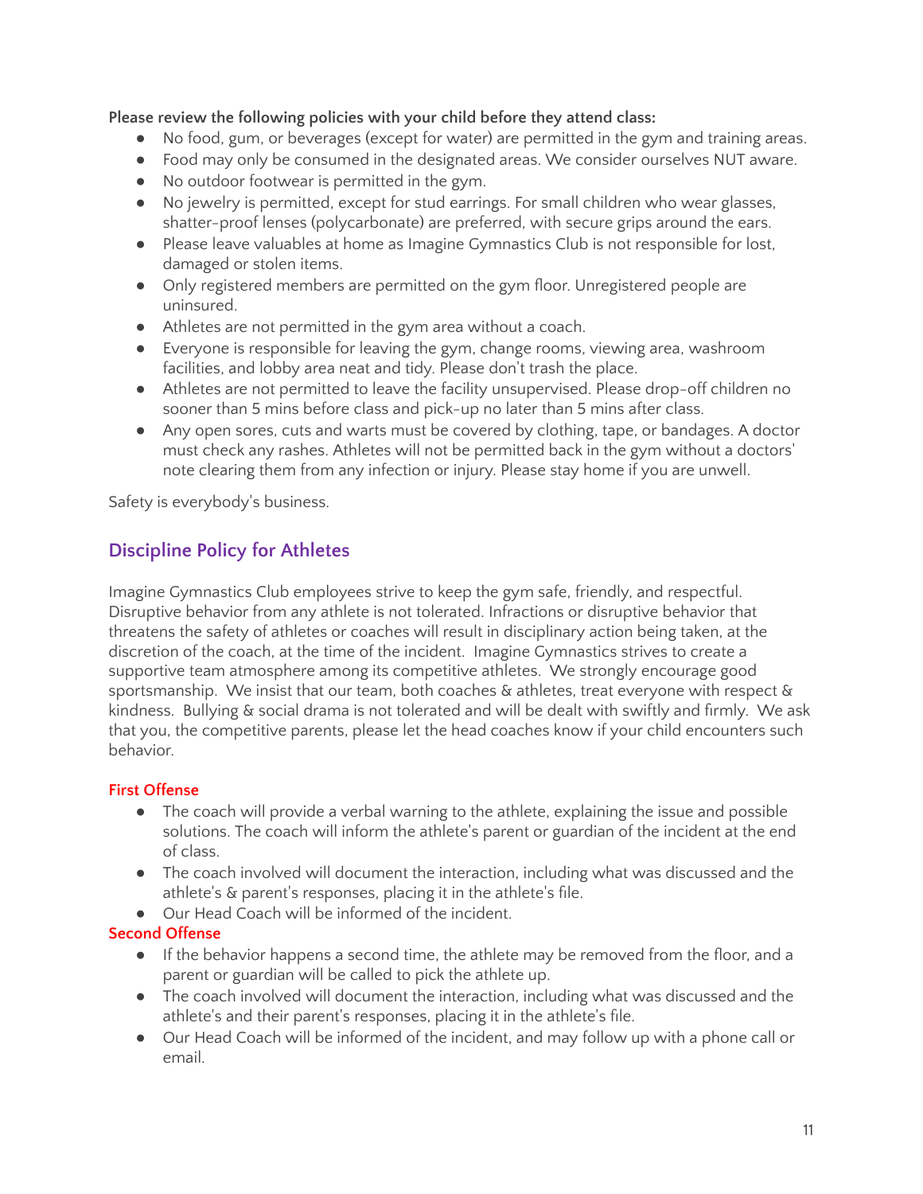**Please review the following policies with your child before they attend class:**

- No food, gum, or beverages (except for water) are permitted in the gym and training areas.
- Food may only be consumed in the designated areas. We consider ourselves NUT aware.
- No outdoor footwear is permitted in the gym.
- No jewelry is permitted, except for stud earrings. For small children who wear glasses, shatter-proof lenses (polycarbonate) are preferred, with secure grips around the ears.
- Please leave valuables at home as Imagine Gymnastics Club is not responsible for lost, damaged or stolen items.
- Only registered members are permitted on the gym floor. Unregistered people are uninsured.
- Athletes are not permitted in the gym area without a coach.
- Everyone is responsible for leaving the gym, change rooms, viewing area, washroom facilities, and lobby area neat and tidy. Please don't trash the place.
- Athletes are not permitted to leave the facility unsupervised. Please drop-off children no sooner than 5 mins before class and pick-up no later than 5 mins after class.
- Any open sores, cuts and warts must be covered by clothing, tape, or bandages. A doctor must check any rashes. Athletes will not be permitted back in the gym without a doctors' note clearing them from any infection or injury. Please stay home if you are unwell.

Safety is everybody's business.

## Discipline Policy for Athletes

Imagine Gymnastics Club employees strive to keep the gym safe, friendly, and respectful. Disruptive behavior from any athlete is not tolerated. Infractions or disruptive behavior that threatens the safety of athletes or coaches will result in disciplinary action being taken, at the discretion of the coach, at the time of the incident. Imagine Gymnastics strives to create a supportive team atmosphere among its competitive athletes. We strongly encourage good sportsmanship. We insist that our team, both coaches & athletes, treat everyone with respect & kindness. Bullying & social drama is not tolerated and will be dealt with swiftly and firmly. We ask that you, the competitive parents, please let the head coaches know if your child encounters such behavior.

#### First Offense

- The coach will provide a verbal warning to the athlete, explaining the issue and possible solutions. The coach will inform the athlete's parent or guardian of the incident at the end of class.
- The coach involved will document the interaction, including what was discussed and the athlete's & parent's responses, placing it in the athlete's file.
- Our Head Coach will be informed of the incident.

#### Second Offense

- If the behavior happens a second time, the athlete may be removed from the floor, and a parent or guardian will be called to pick the athlete up.
- The coach involved will document the interaction, including what was discussed and the athlete's and their parent's responses, placing it in the athlete's file.
- Our Head Coach will be informed of the incident, and may follow up with a phone call or email.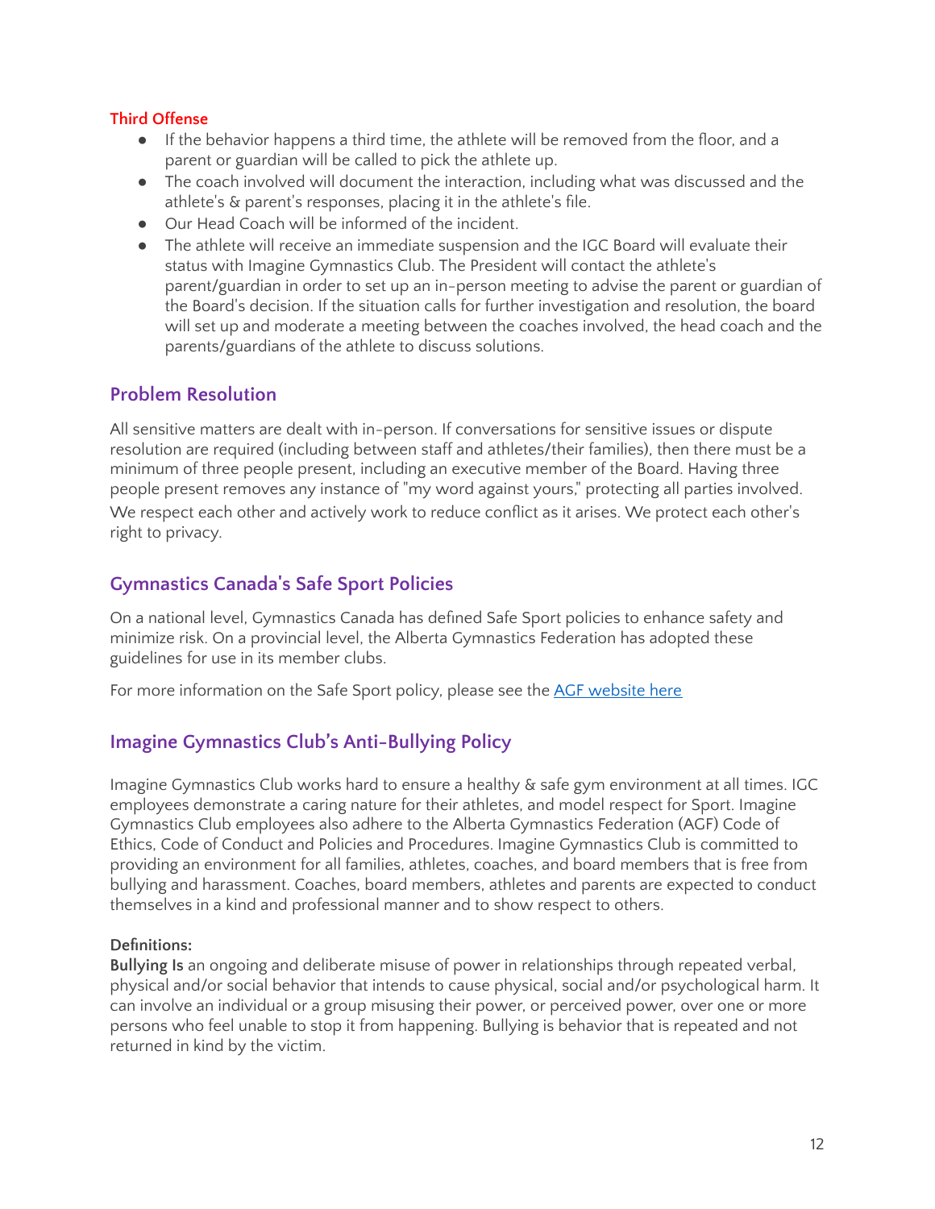### Third Offense

- If the behavior happens a third time, the athlete will be removed from the floor, and a parent or guardian will be called to pick the athlete up.
- The coach involved will document the interaction, including what was discussed and the athlete's & parent's responses, placing it in the athlete's file.
- Our Head Coach will be informed of the incident.
- The athlete will receive an immediate suspension and the IGC Board will evaluate their status with Imagine Gymnastics Club. The President will contact the athlete's parent/guardian in order to set up an in-person meeting to advise the parent or guardian of the Board's decision. If the situation calls for further investigation and resolution, the board will set up and moderate a meeting between the coaches involved, the head coach and the parents/guardians of the athlete to discuss solutions.

## Problem Resolution

All sensitive matters are dealt with in-person. If conversations for sensitive issues or dispute resolution are required (including between staff and athletes/their families), then there must be a minimum of three people present, including an executive member of the Board. Having three people present removes any instance of "my word against yours," protecting all parties involved. We respect each other and actively work to reduce conflict as it arises. We protect each other's right to privacy.

## Gymnastics Canada's Safe Sport Policies

On a national level, Gymnastics Canada has defined Safe Sport policies to enhance safety and minimize risk. On a provincial level, the Alberta Gymnastics Federation has adopted these guidelines for use in its member clubs.

For more information on the Safe Sport policy, please see the AGF website here

## Imagine Gymnastics Club's Anti-Bullying Policy

Imagine Gymnastics Club works hard to ensure a healthy & safe gym environment at all times. IGC employees demonstrate a caring nature for their athletes, and model respect for Sport. Imagine Gymnastics Club employees also adhere to the Alberta Gymnastics Federation (AGF) Code of Ethics, Code of Conduct and Policies and Procedures. Imagine Gymnastics Club is committed to providing an environment for all families, athletes, coaches, and board members that is free from bullying and harassment. Coaches, board members, athletes and parents are expected to conduct themselves in a kind and professional manner and to show respect to others.

**Definitions:**
**Bullying Is** an ongoing and deliberate misuse of power in relationships through repeated verbal, physical and/or social behavior that intends to cause physical, social and/or psychological harm. It can involve an individual or a group misusing their power, or perceived power, over one or more persons who feel unable to stop it from happening. Bullying is behavior that is repeated and not returned in kind by the victim.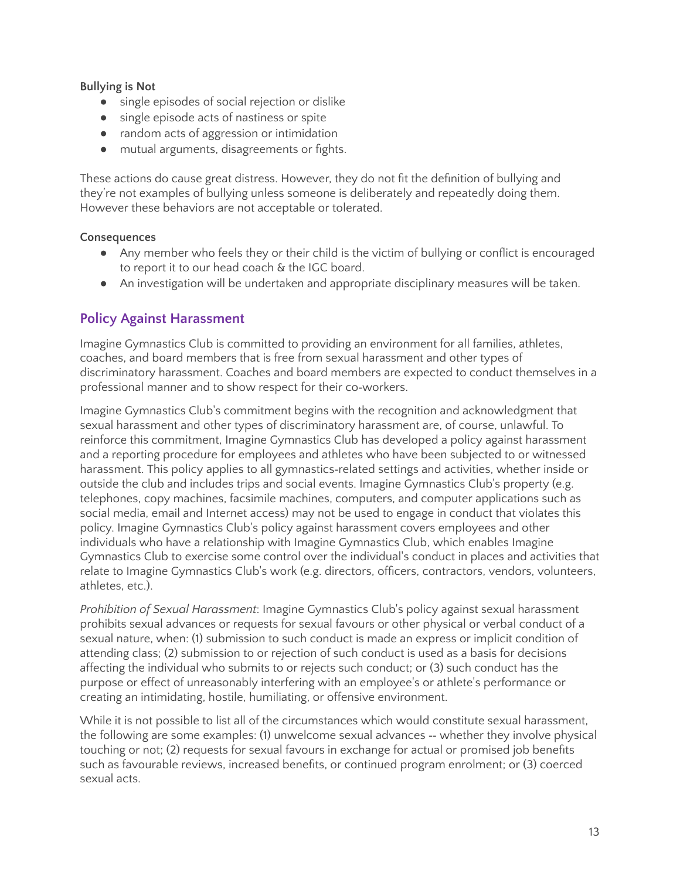**Bullying is Not**

- single episodes of social rejection or dislike
- single episode acts of nastiness or spite
- random acts of aggression or intimidation
- mutual arguments, disagreements or fights.

These actions do cause great distress. However, they do not fit the definition of bullying and they're not examples of bullying unless someone is deliberately and repeatedly doing them. However these behaviors are not acceptable or tolerated.

**Consequences**

- Any member who feels they or their child is the victim of bullying or conflict is encouraged to report it to our head coach & the IGC board.
- An investigation will be undertaken and appropriate disciplinary measures will be taken.

## Policy Against Harassment

Imagine Gymnastics Club is committed to providing an environment for all families, athletes, coaches, and board members that is free from sexual harassment and other types of discriminatory harassment. Coaches and board members are expected to conduct themselves in a professional manner and to show respect for their co-workers.

Imagine Gymnastics Club's commitment begins with the recognition and acknowledgment that sexual harassment and other types of discriminatory harassment are, of course, unlawful. To reinforce this commitment, Imagine Gymnastics Club has developed a policy against harassment and a reporting procedure for employees and athletes who have been subjected to or witnessed harassment. This policy applies to all gymnastics-related settings and activities, whether inside or outside the club and includes trips and social events. Imagine Gymnastics Club's property (e.g. telephones, copy machines, facsimile machines, computers, and computer applications such as social media, email and Internet access) may not be used to engage in conduct that violates this policy. Imagine Gymnastics Club's policy against harassment covers employees and other individuals who have a relationship with Imagine Gymnastics Club, which enables Imagine Gymnastics Club to exercise some control over the individual's conduct in places and activities that relate to Imagine Gymnastics Club's work (e.g. directors, officers, contractors, vendors, volunteers, athletes, etc.).

*Prohibition of Sexual Harassment*: Imagine Gymnastics Club's policy against sexual harassment prohibits sexual advances or requests for sexual favours or other physical or verbal conduct of a sexual nature, when: (1) submission to such conduct is made an express or implicit condition of attending class; (2) submission to or rejection of such conduct is used as a basis for decisions affecting the individual who submits to or rejects such conduct; or (3) such conduct has the purpose or effect of unreasonably interfering with an employee's or athlete's performance or creating an intimidating, hostile, humiliating, or offensive environment.

While it is not possible to list all of the circumstances which would constitute sexual harassment, the following are some examples: (1) unwelcome sexual advances -- whether they involve physical touching or not; (2) requests for sexual favours in exchange for actual or promised job benefits such as favourable reviews, increased benefits, or continued program enrolment; or (3) coerced sexual acts.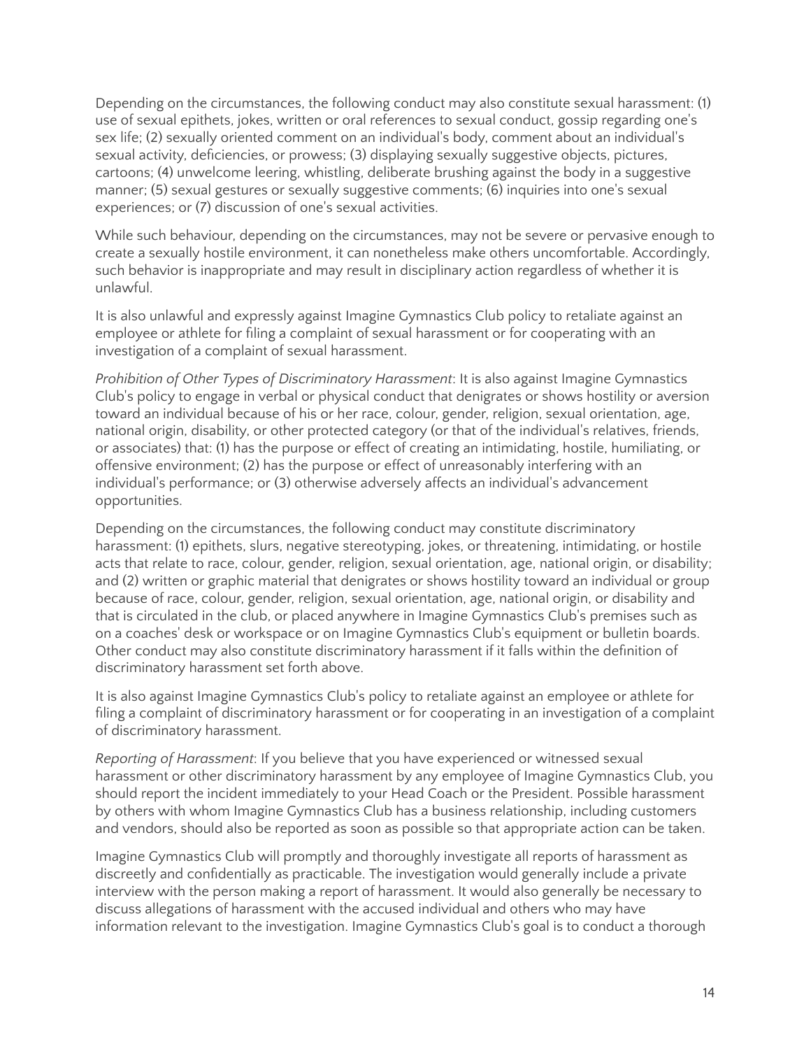Depending on the circumstances, the following conduct may also constitute sexual harassment: (1) use of sexual epithets, jokes, written or oral references to sexual conduct, gossip regarding one's sex life; (2) sexually oriented comment on an individual's body, comment about an individual's sexual activity, deficiencies, or prowess; (3) displaying sexually suggestive objects, pictures, cartoons; (4) unwelcome leering, whistling, deliberate brushing against the body in a suggestive manner; (5) sexual gestures or sexually suggestive comments; (6) inquiries into one's sexual experiences; or (7) discussion of one's sexual activities.

While such behaviour, depending on the circumstances, may not be severe or pervasive enough to create a sexually hostile environment, it can nonetheless make others uncomfortable. Accordingly, such behavior is inappropriate and may result in disciplinary action regardless of whether it is unlawful.

It is also unlawful and expressly against Imagine Gymnastics Club policy to retaliate against an employee or athlete for filing a complaint of sexual harassment or for cooperating with an investigation of a complaint of sexual harassment.

*Prohibition of Other Types of Discriminatory Harassment*: It is also against Imagine Gymnastics Club's policy to engage in verbal or physical conduct that denigrates or shows hostility or aversion toward an individual because of his or her race, colour, gender, religion, sexual orientation, age, national origin, disability, or other protected category (or that of the individual's relatives, friends, or associates) that: (1) has the purpose or effect of creating an intimidating, hostile, humiliating, or offensive environment; (2) has the purpose or effect of unreasonably interfering with an individual's performance; or (3) otherwise adversely affects an individual's advancement opportunities.

Depending on the circumstances, the following conduct may constitute discriminatory harassment: (1) epithets, slurs, negative stereotyping, jokes, or threatening, intimidating, or hostile acts that relate to race, colour, gender, religion, sexual orientation, age, national origin, or disability; and (2) written or graphic material that denigrates or shows hostility toward an individual or group because of race, colour, gender, religion, sexual orientation, age, national origin, or disability and that is circulated in the club, or placed anywhere in Imagine Gymnastics Club's premises such as on a coaches' desk or workspace or on Imagine Gymnastics Club's equipment or bulletin boards. Other conduct may also constitute discriminatory harassment if it falls within the definition of discriminatory harassment set forth above.

It is also against Imagine Gymnastics Club's policy to retaliate against an employee or athlete for filing a complaint of discriminatory harassment or for cooperating in an investigation of a complaint of discriminatory harassment.

*Reporting of Harassment*: If you believe that you have experienced or witnessed sexual harassment or other discriminatory harassment by any employee of Imagine Gymnastics Club, you should report the incident immediately to your Head Coach or the President. Possible harassment by others with whom Imagine Gymnastics Club has a business relationship, including customers and vendors, should also be reported as soon as possible so that appropriate action can be taken.

Imagine Gymnastics Club will promptly and thoroughly investigate all reports of harassment as discreetly and confidentially as practicable. The investigation would generally include a private interview with the person making a report of harassment. It would also generally be necessary to discuss allegations of harassment with the accused individual and others who may have information relevant to the investigation. Imagine Gymnastics Club's goal is to conduct a thorough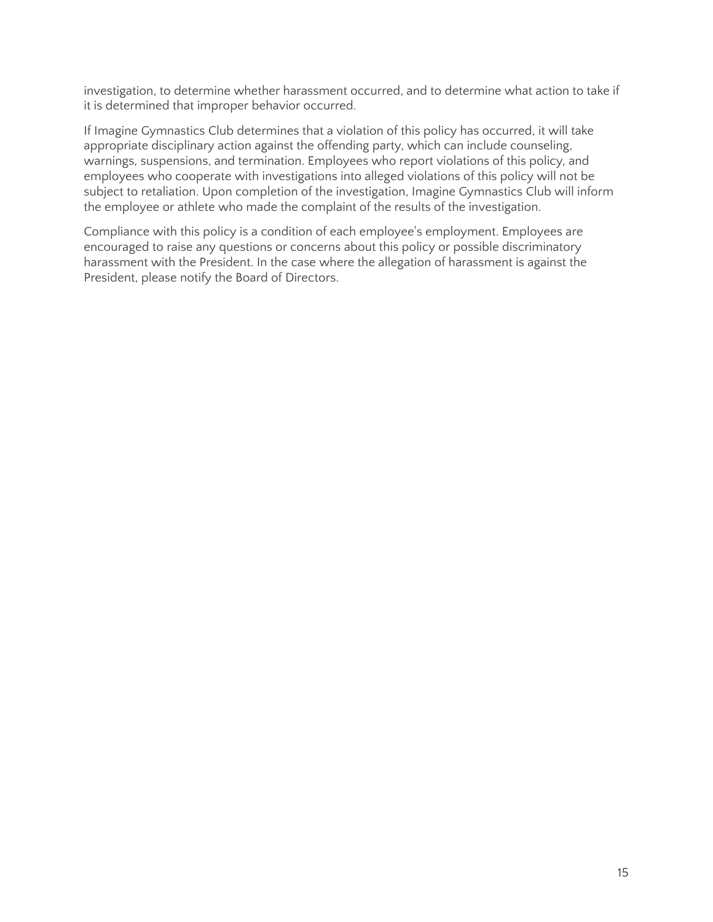investigation, to determine whether harassment occurred, and to determine what action to take if it is determined that improper behavior occurred.

If Imagine Gymnastics Club determines that a violation of this policy has occurred, it will take appropriate disciplinary action against the offending party, which can include counseling, warnings, suspensions, and termination. Employees who report violations of this policy, and employees who cooperate with investigations into alleged violations of this policy will not be subject to retaliation. Upon completion of the investigation, Imagine Gymnastics Club will inform the employee or athlete who made the complaint of the results of the investigation.

Compliance with this policy is a condition of each employee's employment. Employees are encouraged to raise any questions or concerns about this policy or possible discriminatory harassment with the President. In the case where the allegation of harassment is against the President, please notify the Board of Directors.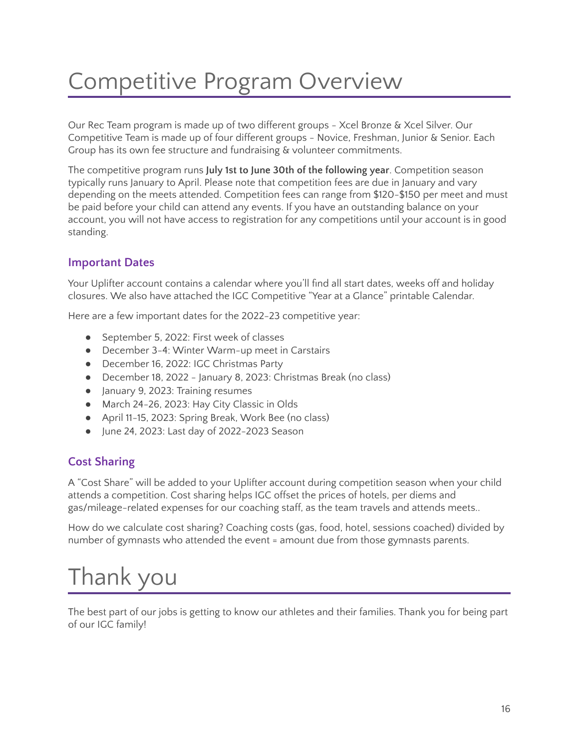# Competitive Program Overview

Our Rec Team program is made up of two different groups - Xcel Bronze & Xcel Silver. Our Competitive Team is made up of four different groups - Novice, Freshman, Junior & Senior. Each Group has its own fee structure and fundraising & volunteer commitments.

The competitive program runs **July 1st to June 30th of the following year**. Competition season typically runs January to April. Please note that competition fees are due in January and vary depending on the meets attended. Competition fees can range from $120-$150 per meet and must be paid before your child can attend any events. If you have an outstanding balance on your account, you will not have access to registration for any competitions until your account is in good standing.

## Important Dates

Your Uplifter account contains a calendar where you'll find all start dates, weeks off and holiday closures. We also have attached the IGC Competitive "Year at a Glance" printable Calendar.

Here are a few important dates for the 2022-23 competitive year:

- September 5, 2022: First week of classes
- December 3-4: Winter Warm-up meet in Carstairs
- December 16, 2022: IGC Christmas Party
- December 18, 2022 - January 8, 2023: Christmas Break (no class)
- January 9, 2023: Training resumes
- March 24-26, 2023: Hay City Classic in Olds
- April 11-15, 2023: Spring Break, Work Bee (no class)
- June 24, 2023: Last day of 2022-2023 Season

## Cost Sharing

A "Cost Share" will be added to your Uplifter account during competition season when your child attends a competition. Cost sharing helps IGC offset the prices of hotels, per diems and gas/mileage-related expenses for our coaching staff, as the team travels and attends meets..

How do we calculate cost sharing? Coaching costs (gas, food, hotel, sessions coached) divided by number of gymnasts who attended the event = amount due from those gymnasts parents.

# Thank you

The best part of our jobs is getting to know our athletes and their families. Thank you for being part of our IGC family!